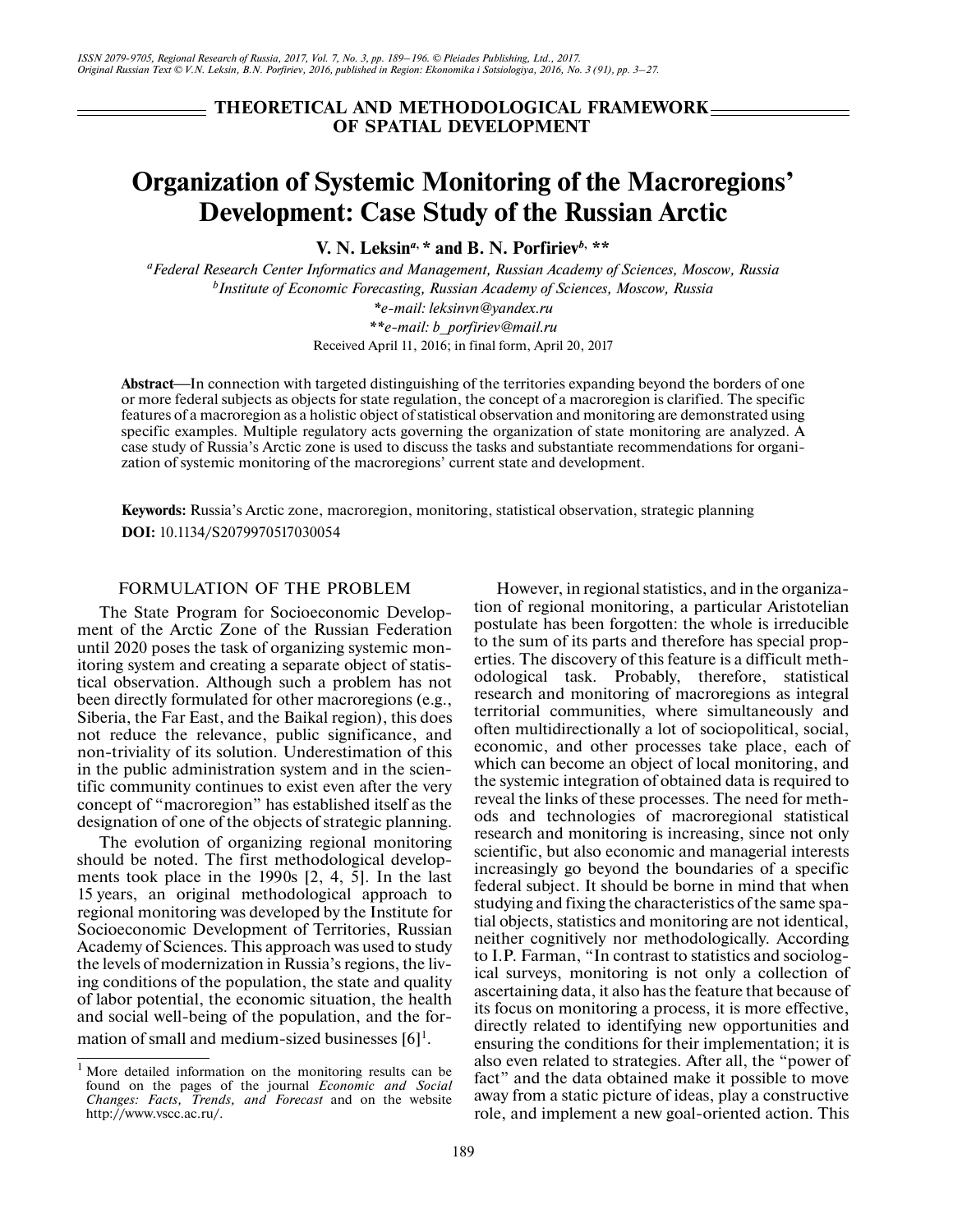## THEORETICAL AND METHODOLOGICAL FRAMEWORK OF SPATIAL DEVELOPMENT

# Organization of Systemic Monitoring of the Macroregions' Development: Case Study of the Russian Arctic

**V. N. Leksin[a], * and B. N. Porfiriev[b], \*\***

[a]*Federal Research Center Informatics and Management, Russian Academy of Sciences, Moscow, Russia*
[b]*Institute of Economic Forecasting, Russian Academy of Sciences, Moscow, Russia*
*\*e-mail: leksinvn@yandex.ru*
*\*\*e-mail: b_porfiriev@mail.ru*

Received April 11, 2016; in final form, April 20, 2017

**Abstract**—In connection with targeted distinguishing of the territories expanding beyond the borders of one or more federal subjects as objects for state regulation, the concept of a macroregion is clarified. The specific features of a macroregion as a holistic object of statistical observation and monitoring are demonstrated using specific examples. Multiple regulatory acts governing the organization of state monitoring are analyzed. A case study of Russia's Arctic zone is used to discuss the tasks and substantiate recommendations for organization of systemic monitoring of the macroregions' current state and development.

**Keywords:** Russia's Arctic zone, macroregion, monitoring, statistical observation, strategic planning

**DOI:** 10.1134/S2079970517030054

## FORMULATION OF THE PROBLEM

The State Program for Socioeconomic Development of the Arctic Zone of the Russian Federation until 2020 poses the task of organizing systemic monitoring system and creating a separate object of statistical observation. Although such a problem has not been directly formulated for other macroregions (e.g., Siberia, the Far East, and the Baikal region), this does not reduce the relevance, public significance, and non-triviality of its solution. Underestimation of this in the public administration system and in the scientific community continues to exist even after the very concept of "macroregion" has established itself as the designation of one of the objects of strategic planning.

The evolution of organizing regional monitoring should be noted. The first methodological developments took place in the 1990s [2, 4, 5]. In the last 15 years, an original methodological approach to regional monitoring was developed by the Institute for Socioeconomic Development of Territories, Russian Academy of Sciences. This approach was used to study the levels of modernization in Russia's regions, the living conditions of the population, the state and quality of labor potential, the economic situation, the health and social well-being of the population, and the formation of small and medium-sized businesses [6][1].

However, in regional statistics, and in the organization of regional monitoring, a particular Aristotelian postulate has been forgotten: the whole is irreducible to the sum of its parts and therefore has special properties. The discovery of this feature is a difficult methodological task. Probably, therefore, statistical research and monitoring of macroregions as integral territorial communities, where simultaneously and often multidirectionally a lot of sociopolitical, social, economic, and other processes take place, each of which can become an object of local monitoring, and the systemic integration of obtained data is required to reveal the links of these processes. The need for methods and technologies of macroregional statistical research and monitoring is increasing, since not only scientific, but also economic and managerial interests increasingly go beyond the boundaries of a specific federal subject. It should be borne in mind that when studying and fixing the characteristics of the same spatial objects, statistics and monitoring are not identical, neither cognitively nor methodologically. According to I.P. Farman, "In contrast to statistics and sociological surveys, monitoring is not only a collection of ascertaining data, it also has the feature that because of its focus on monitoring a process, it is more effective, directly related to identifying new opportunities and ensuring the conditions for their implementation; it is also even related to strategies. After all, the "power of fact" and the data obtained make it possible to move away from a static picture of ideas, play a constructive role, and implement a new goal-oriented action. This

[1] More detailed information on the monitoring results can be found on the pages of the journal *Economic and Social Changes: Facts, Trends, and Forecast* and on the website http://www.vscc.ac.ru/.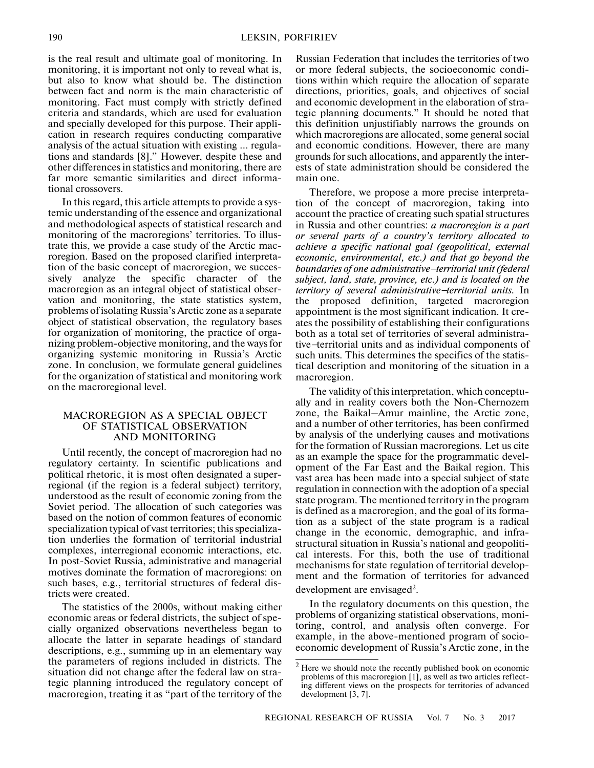is the real result and ultimate goal of monitoring. In monitoring, it is important not only to reveal what is, but also to know what should be. The distinction between fact and norm is the main characteristic of monitoring. Fact must comply with strictly defined criteria and standards, which are used for evaluation and specially developed for this purpose. Their application in research requires conducting comparative analysis of the actual situation with existing ... regulations and standards [8]." However, despite these and other differences in statistics and monitoring, there are far more semantic similarities and direct informational crossovers.

In this regard, this article attempts to provide a systemic understanding of the essence and organizational and methodological aspects of statistical research and monitoring of the macroregions' territories. To illustrate this, we provide a case study of the Arctic macroregion. Based on the proposed clarified interpretation of the basic concept of macroregion, we successively analyze the specific character of the macroregion as an integral object of statistical observation and monitoring, the state statistics system, problems of isolating Russia's Arctic zone as a separate object of statistical observation, the regulatory bases for organization of monitoring, the practice of organizing problem-objective monitoring, and the ways for organizing systemic monitoring in Russia's Arctic zone. In conclusion, we formulate general guidelines for the organization of statistical and monitoring work on the macroregional level.

## MACROREGION AS A SPECIAL OBJECT OF STATISTICAL OBSERVATION AND MONITORING

Until recently, the concept of macroregion had no regulatory certainty. In scientific publications and political rhetoric, it is most often designated a super-regional (if the region is a federal subject) territory, understood as the result of economic zoning from the Soviet period. The allocation of such categories was based on the notion of common features of economic specialization typical of vast territories; this specialization underlies the formation of territorial industrial complexes, interregional economic interactions, etc. In post-Soviet Russia, administrative and managerial motives dominate the formation of macroregions: on such bases, e.g., territorial structures of federal districts were created.

The statistics of the 2000s, without making either economic areas or federal districts, the subject of specially organized observations nevertheless began to allocate the latter in separate headings of standard descriptions, e.g., summing up in an elementary way the parameters of regions included in districts. The situation did not change after the federal law on strategic planning introduced the regulatory concept of macroregion, treating it as "part of the territory of the Russian Federation that includes the territories of two or more federal subjects, the socioeconomic conditions within which require the allocation of separate directions, priorities, goals, and objectives of social and economic development in the elaboration of strategic planning documents." It should be noted that this definition unjustifiably narrows the grounds on which macroregions are allocated, some general social and economic conditions. However, there are many grounds for such allocations, and apparently the interests of state administration should be considered the main one.

Therefore, we propose a more precise interpretation of the concept of macroregion, taking into account the practice of creating such spatial structures in Russia and other countries: *a macroregion is a part or several parts of a country's territory allocated to achieve a specific national goal (geopolitical, external economic, environmental, etc.) and that go beyond the boundaries of one administrative–territorial unit (federal subject, land, state, province, etc.) and is located on the territory of several administrative–territorial units.* In the proposed definition, targeted macroregion appointment is the most significant indication. It creates the possibility of establishing their configurations both as a total set of territories of several administrative–territorial units and as individual components of such units. This determines the specifics of the statistical description and monitoring of the situation in a macroregion.

The validity of this interpretation, which conceptually and in reality covers both the Non-Chernozem zone, the Baikal–Amur mainline, the Arctic zone, and a number of other territories, has been confirmed by analysis of the underlying causes and motivations for the formation of Russian macroregions. Let us cite as an example the space for the programmatic development of the Far East and the Baikal region. This vast area has been made into a special subject of state regulation in connection with the adoption of a special state program. The mentioned territory in the program is defined as a macroregion, and the goal of its formation as a subject of the state program is a radical change in the economic, demographic, and infrastructural situation in Russia's national and geopolitical interests. For this, both the use of traditional mechanisms for state regulation of territorial development and the formation of territories for advanced development are envisaged[2].

In the regulatory documents on this question, the problems of organizing statistical observations, monitoring, control, and analysis often converge. For example, in the above-mentioned program of socioeconomic development of Russia's Arctic zone, in the

[2] Here we should note the recently published book on economic problems of this macroregion [1], as well as two articles reflecting different views on the prospects for territories of advanced development [3, 7].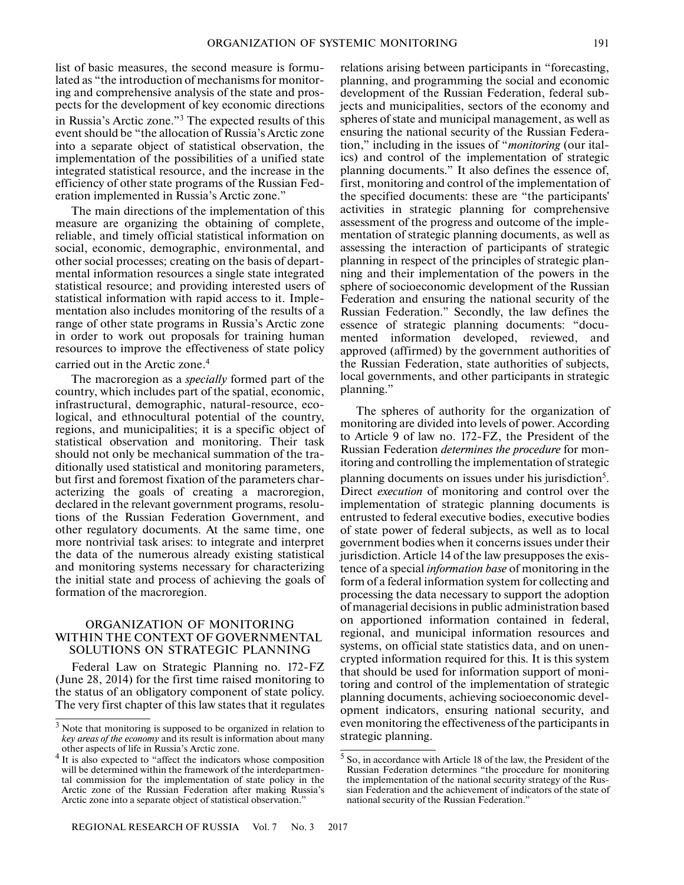list of basic measures, the second measure is formulated as "the introduction of mechanisms for monitoring and comprehensive analysis of the state and prospects for the development of key economic directions in Russia's Arctic zone."[3] The expected results of this event should be "the allocation of Russia's Arctic zone into a separate object of statistical observation, the implementation of the possibilities of a unified state integrated statistical resource, and the increase in the efficiency of other state programs of the Russian Federation implemented in Russia's Arctic zone."

The main directions of the implementation of this measure are organizing the obtaining of complete, reliable, and timely official statistical information on social, economic, demographic, environmental, and other social processes; creating on the basis of departmental information resources a single state integrated statistical resource; and providing interested users of statistical information with rapid access to it. Implementation also includes monitoring of the results of a range of other state programs in Russia's Arctic zone in order to work out proposals for training human resources to improve the effectiveness of state policy carried out in the Arctic zone.[4]

The macroregion as a *specially* formed part of the country, which includes part of the spatial, economic, infrastructural, demographic, natural-resource, ecological, and ethnocultural potential of the country, regions, and municipalities; it is a specific object of statistical observation and monitoring. Their task should not only be mechanical summation of the traditionally used statistical and monitoring parameters, but first and foremost fixation of the parameters characterizing the goals of creating a macroregion, declared in the relevant government programs, resolutions of the Russian Federation Government, and other regulatory documents. At the same time, one more nontrivial task arises: to integrate and interpret the data of the numerous already existing statistical and monitoring systems necessary for characterizing the initial state and process of achieving the goals of formation of the macroregion.

## ORGANIZATION OF MONITORING WITHIN THE CONTEXT OF GOVERNMENTAL SOLUTIONS ON STRATEGIC PLANNING

Federal Law on Strategic Planning no. 172-FZ (June 28, 2014) for the first time raised monitoring to the status of an obligatory component of state policy. The very first chapter of this law states that it regulates relations arising between participants in "forecasting, planning, and programming the social and economic development of the Russian Federation, federal subjects and municipalities, sectors of the economy and spheres of state and municipal management, as well as ensuring the national security of the Russian Federation," including in the issues of "*monitoring* (our italics) and control of the implementation of strategic planning documents." It also defines the essence of, first, monitoring and control of the implementation of the specified documents: these are "the participants' activities in strategic planning for comprehensive assessment of the progress and outcome of the implementation of strategic planning documents, as well as assessing the interaction of participants of strategic planning in respect of the principles of strategic planning and their implementation of the powers in the sphere of socioeconomic development of the Russian Federation and ensuring the national security of the Russian Federation." Secondly, the law defines the essence of strategic planning documents: "documented information developed, reviewed, and approved (affirmed) by the government authorities of the Russian Federation, state authorities of subjects, local governments, and other participants in strategic planning."

The spheres of authority for the organization of monitoring are divided into levels of power. According to Article 9 of law no. 172-FZ, the President of the Russian Federation *determines the procedure* for monitoring and controlling the implementation of strategic planning documents on issues under his jurisdiction[5]. Direct *execution* of monitoring and control over the implementation of strategic planning documents is entrusted to federal executive bodies, executive bodies of state power of federal subjects, as well as to local government bodies when it concerns issues under their jurisdiction. Article 14 of the law presupposes the existence of a special *information base* of monitoring in the form of a federal information system for collecting and processing the data necessary to support the adoption of managerial decisions in public administration based on apportioned information contained in federal, regional, and municipal information resources and systems, on official state statistics data, and on unencrypted information required for this. It is this system that should be used for information support of monitoring and control of the implementation of strategic planning documents, achieving socioeconomic development indicators, ensuring national security, and even monitoring the effectiveness of the participants in strategic planning.

---

[3] Note that monitoring is supposed to be organized in relation to *key areas of the economy* and its result is information about many other aspects of life in Russia's Arctic zone.

[4] It is also expected to "affect the indicators whose composition will be determined within the framework of the interdepartmental commission for the implementation of state policy in the Arctic zone of the Russian Federation after making Russia's Arctic zone into a separate object of statistical observation."

[5] So, in accordance with Article 18 of the law, the President of the Russian Federation determines "the procedure for monitoring the implementation of the national security strategy of the Russian Federation and the achievement of indicators of the state of national security of the Russian Federation."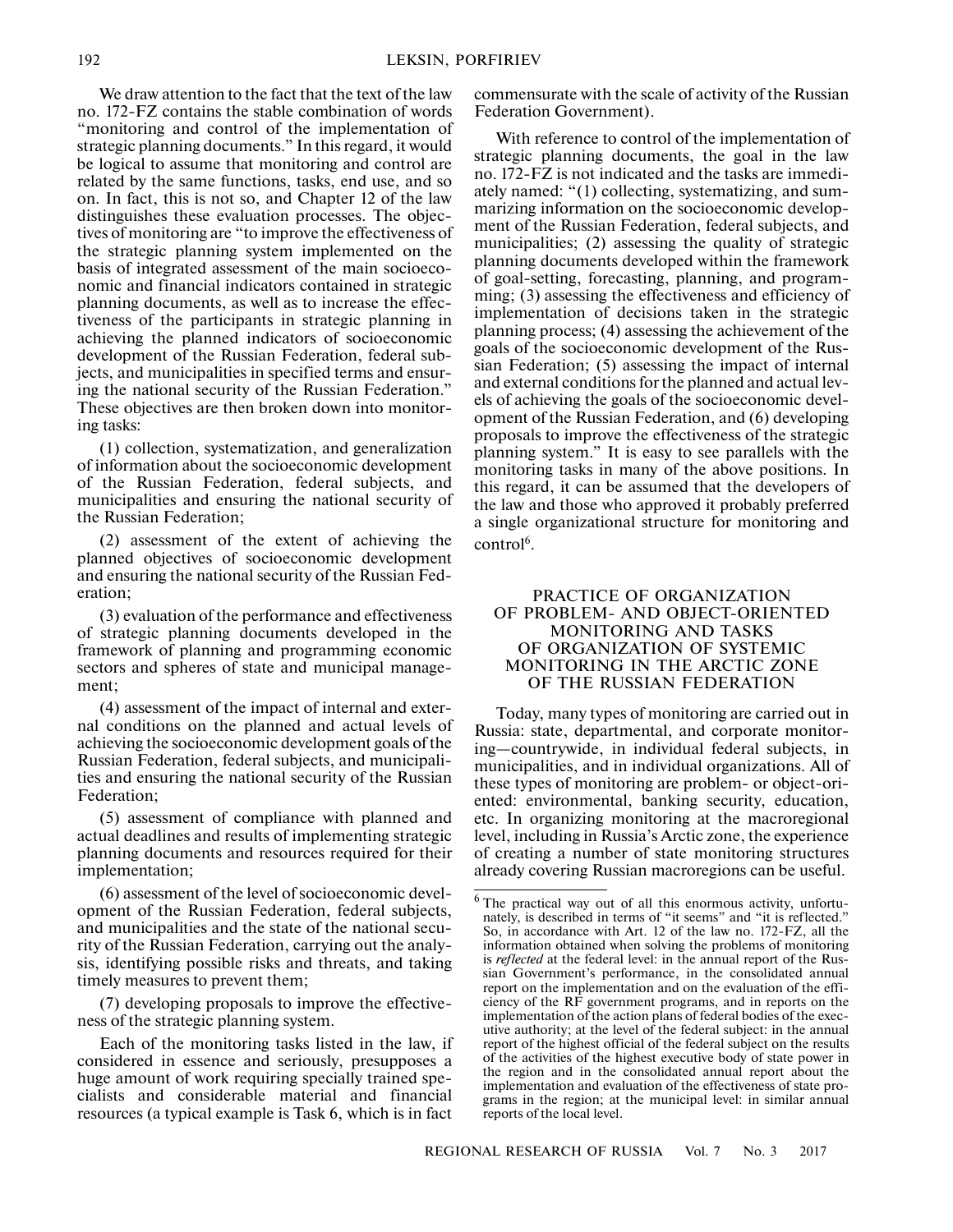We draw attention to the fact that the text of the law no. 172-FZ contains the stable combination of words "monitoring and control of the implementation of strategic planning documents." In this regard, it would be logical to assume that monitoring and control are related by the same functions, tasks, end use, and so on. In fact, this is not so, and Chapter 12 of the law distinguishes these evaluation processes. The objectives of monitoring are "to improve the effectiveness of the strategic planning system implemented on the basis of integrated assessment of the main socioeconomic and financial indicators contained in strategic planning documents, as well as to increase the effectiveness of the participants in strategic planning in achieving the planned indicators of socioeconomic development of the Russian Federation, federal subjects, and municipalities in specified terms and ensuring the national security of the Russian Federation." These objectives are then broken down into monitoring tasks:

(1) collection, systematization, and generalization of information about the socioeconomic development of the Russian Federation, federal subjects, and municipalities and ensuring the national security of the Russian Federation;

(2) assessment of the extent of achieving the planned objectives of socioeconomic development and ensuring the national security of the Russian Federation;

(3) evaluation of the performance and effectiveness of strategic planning documents developed in the framework of planning and programming economic sectors and spheres of state and municipal management;

(4) assessment of the impact of internal and external conditions on the planned and actual levels of achieving the socioeconomic development goals of the Russian Federation, federal subjects, and municipalities and ensuring the national security of the Russian Federation;

(5) assessment of compliance with planned and actual deadlines and results of implementing strategic planning documents and resources required for their implementation;

(6) assessment of the level of socioeconomic development of the Russian Federation, federal subjects, and municipalities and the state of the national security of the Russian Federation, carrying out the analysis, identifying possible risks and threats, and taking timely measures to prevent them;

(7) developing proposals to improve the effectiveness of the strategic planning system.

Each of the monitoring tasks listed in the law, if considered in essence and seriously, presupposes a huge amount of work requiring specially trained specialists and considerable material and financial resources (a typical example is Task 6, which is in fact commensurate with the scale of activity of the Russian Federation Government).

With reference to control of the implementation of strategic planning documents, the goal in the law no. 172-FZ is not indicated and the tasks are immediately named: "(1) collecting, systematizing, and summarizing information on the socioeconomic development of the Russian Federation, federal subjects, and municipalities; (2) assessing the quality of strategic planning documents developed within the framework of goal-setting, forecasting, planning, and programming; (3) assessing the effectiveness and efficiency of implementation of decisions taken in the strategic planning process; (4) assessing the achievement of the goals of the socioeconomic development of the Russian Federation; (5) assessing the impact of internal and external conditions for the planned and actual levels of achieving the goals of the socioeconomic development of the Russian Federation, and (6) developing proposals to improve the effectiveness of the strategic planning system." It is easy to see parallels with the monitoring tasks in many of the above positions. In this regard, it can be assumed that the developers of the law and those who approved it probably preferred a single organizational structure for monitoring and control[6].

## PRACTICE OF ORGANIZATION OF PROBLEM- AND OBJECT-ORIENTED MONITORING AND TASKS OF ORGANIZATION OF SYSTEMIC MONITORING IN THE ARCTIC ZONE OF THE RUSSIAN FEDERATION

Today, many types of monitoring are carried out in Russia: state, departmental, and corporate monitoring—countrywide, in individual federal subjects, in municipalities, and in individual organizations. All of these types of monitoring are problem- or object-oriented: environmental, banking security, education, etc. In organizing monitoring at the macroregional level, including in Russia's Arctic zone, the experience of creating a number of state monitoring structures already covering Russian macroregions can be useful.

---

[6] The practical way out of all this enormous activity, unfortunately, is described in terms of "it seems" and "it is reflected." So, in accordance with Art. 12 of the law no. 172-FZ, all the information obtained when solving the problems of monitoring is *reflected* at the federal level: in the annual report of the Russian Government's performance, in the consolidated annual report on the implementation and on the evaluation of the efficiency of the RF government programs, and in reports on the implementation of the action plans of federal bodies of the executive authority; at the level of the federal subject: in the annual report of the highest official of the federal subject on the results of the activities of the highest executive body of state power in the region and in the consolidated annual report about the implementation and evaluation of the effectiveness of state programs in the region; at the municipal level: in similar annual reports of the local level.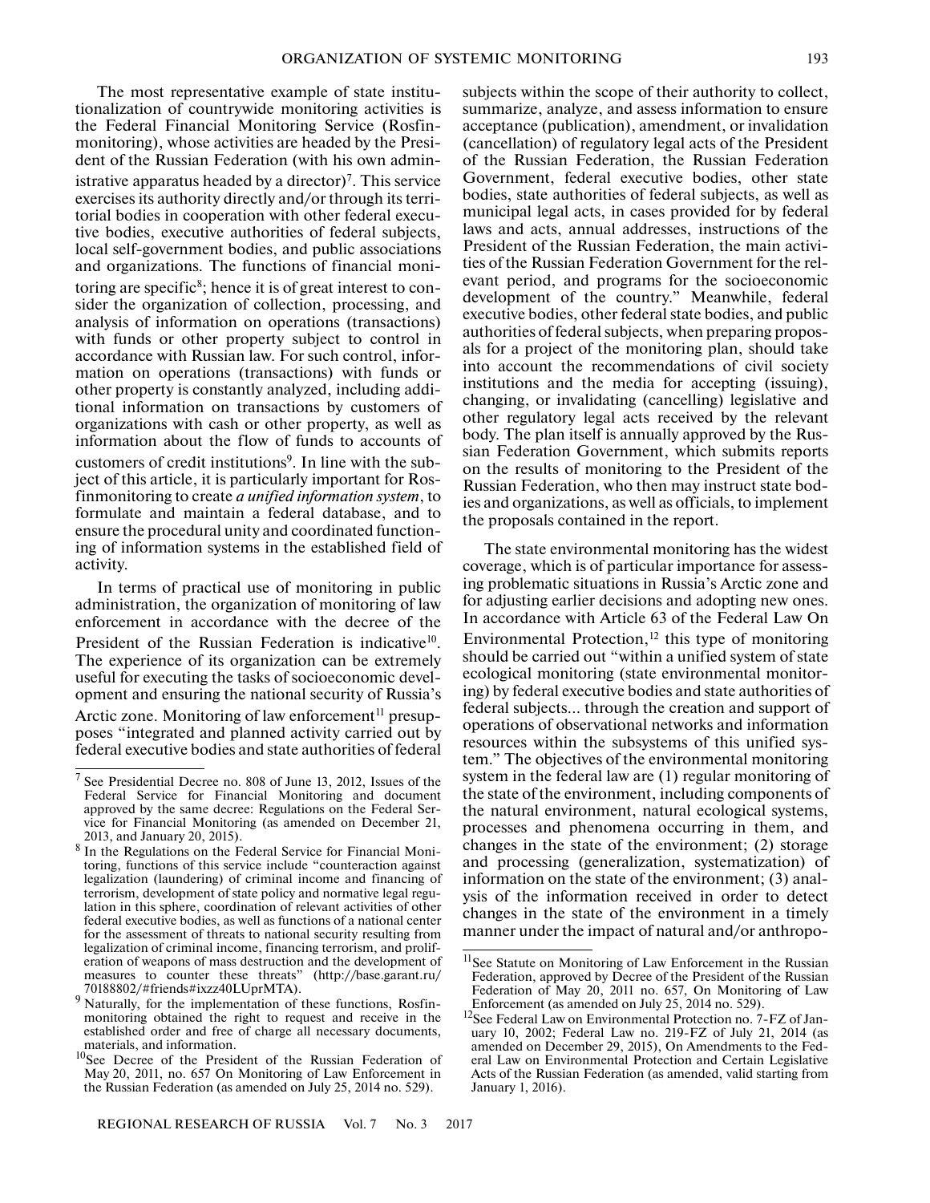The most representative example of state institutionalization of countrywide monitoring activities is the Federal Financial Monitoring Service (Rosfinmonitoring), whose activities are headed by the President of the Russian Federation (with his own administrative apparatus headed by a director)[7]. This service exercises its authority directly and/or through its territorial bodies in cooperation with other federal executive bodies, executive authorities of federal subjects, local self-government bodies, and public associations and organizations. The functions of financial monitoring are specific[8]; hence it is of great interest to consider the organization of collection, processing, and analysis of information on operations (transactions) with funds or other property subject to control in accordance with Russian law. For such control, information on operations (transactions) with funds or other property is constantly analyzed, including additional information on transactions by customers of organizations with cash or other property, as well as information about the flow of funds to accounts of customers of credit institutions[9]. In line with the subject of this article, it is particularly important for Rosfinmonitoring to create *a unified information system*, to formulate and maintain a federal database, and to ensure the procedural unity and coordinated functioning of information systems in the established field of activity.

In terms of practical use of monitoring in public administration, the organization of monitoring of law enforcement in accordance with the decree of the President of the Russian Federation is indicative[10]. The experience of its organization can be extremely useful for executing the tasks of socioeconomic development and ensuring the national security of Russia's Arctic zone. Monitoring of law enforcement[11] presupposes "integrated and planned activity carried out by federal executive bodies and state authorities of federal subjects within the scope of their authority to collect, summarize, analyze, and assess information to ensure acceptance (publication), amendment, or invalidation (cancellation) of regulatory legal acts of the President of the Russian Federation, the Russian Federation Government, federal executive bodies, other state bodies, state authorities of federal subjects, as well as municipal legal acts, in cases provided for by federal laws and acts, annual addresses, instructions of the President of the Russian Federation, the main activities of the Russian Federation Government for the relevant period, and programs for the socioeconomic development of the country." Meanwhile, federal executive bodies, other federal state bodies, and public authorities of federal subjects, when preparing proposals for a project of the monitoring plan, should take into account the recommendations of civil society institutions and the media for accepting (issuing), changing, or invalidating (cancelling) legislative and other regulatory legal acts received by the relevant body. The plan itself is annually approved by the Russian Federation Government, which submits reports on the results of monitoring to the President of the Russian Federation, who then may instruct state bodies and organizations, as well as officials, to implement the proposals contained in the report.

The state environmental monitoring has the widest coverage, which is of particular importance for assessing problematic situations in Russia's Arctic zone and for adjusting earlier decisions and adopting new ones. In accordance with Article 63 of the Federal Law On Environmental Protection,[12] this type of monitoring should be carried out "within a unified system of state ecological monitoring (state environmental monitoring) by federal executive bodies and state authorities of federal subjects... through the creation and support of operations of observational networks and information resources within the subsystems of this unified system." The objectives of the environmental monitoring system in the federal law are (1) regular monitoring of the state of the environment, including components of the natural environment, natural ecological systems, processes and phenomena occurring in them, and changes in the state of the environment; (2) storage and processing (generalization, systematization) of information on the state of the environment; (3) analysis of the information received in order to detect changes in the state of the environment in a timely manner under the impact of natural and/or anthropo-

---

[7] See Presidential Decree no. 808 of June 13, 2012, Issues of the Federal Service for Financial Monitoring and document approved by the same decree: Regulations on the Federal Service for Financial Monitoring (as amended on December 21, 2013, and January 20, 2015).

[8] In the Regulations on the Federal Service for Financial Monitoring, functions of this service include "counteraction against legalization (laundering) of criminal income and financing of terrorism, development of state policy and normative legal regulation in this sphere, coordination of relevant activities of other federal executive bodies, as well as functions of a national center for the assessment of threats to national security resulting from legalization of criminal income, financing terrorism, and proliferation of weapons of mass destruction and the development of measures to counter these threats" (http://base.garant.ru/70188802/#friends#ixzz40LUprMTA).

[9] Naturally, for the implementation of these functions, Rosfinmonitoring obtained the right to request and receive in the established order and free of charge all necessary documents, materials, and information.

[10] See Decree of the President of the Russian Federation of May 20, 2011, no. 657 On Monitoring of Law Enforcement in the Russian Federation (as amended on July 25, 2014 no. 529).

[11] See Statute on Monitoring of Law Enforcement in the Russian Federation, approved by Decree of the President of the Russian Federation of May 20, 2011 no. 657, On Monitoring of Law Enforcement (as amended on July 25, 2014 no. 529).

[12] See Federal Law on Environmental Protection no. 7-FZ of January 10, 2002; Federal Law no. 219-FZ of July 21, 2014 (as amended on December 29, 2015), On Amendments to the Federal Law on Environmental Protection and Certain Legislative Acts of the Russian Federation (as amended, valid starting from January 1, 2016).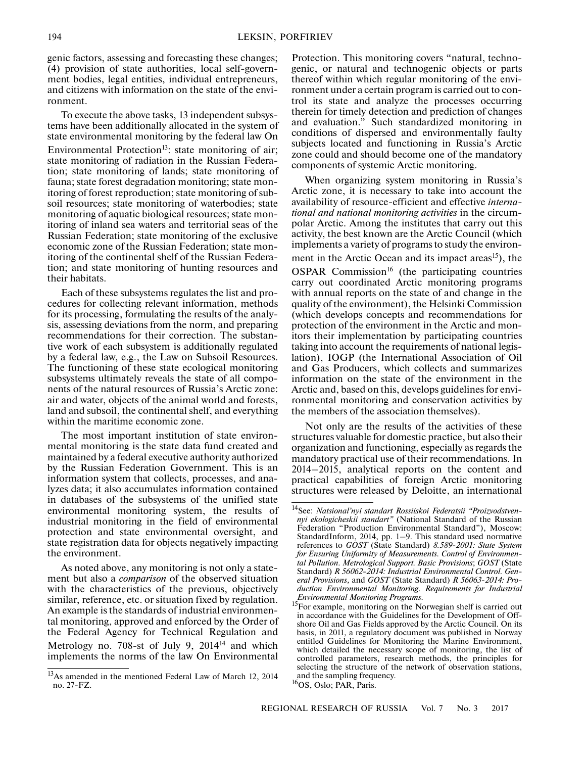genic factors, assessing and forecasting these changes; (4) provision of state authorities, local self-government bodies, legal entities, individual entrepreneurs, and citizens with information on the state of the environment.

To execute the above tasks, 13 independent subsystems have been additionally allocated in the system of state environmental monitoring by the federal law On Environmental Protection[13]: state monitoring of air; state monitoring of radiation in the Russian Federation; state monitoring of lands; state monitoring of fauna; state forest degradation monitoring; state monitoring of forest reproduction; state monitoring of subsoil resources; state monitoring of waterbodies; state monitoring of aquatic biological resources; state monitoring of inland sea waters and territorial seas of the Russian Federation; state monitoring of the exclusive economic zone of the Russian Federation; state monitoring of the continental shelf of the Russian Federation; and state monitoring of hunting resources and their habitats.

Each of these subsystems regulates the list and procedures for collecting relevant information, methods for its processing, formulating the results of the analysis, assessing deviations from the norm, and preparing recommendations for their correction. The substantive work of each subsystem is additionally regulated by a federal law, e.g., the Law on Subsoil Resources. The functioning of these state ecological monitoring subsystems ultimately reveals the state of all components of the natural resources of Russia's Arctic zone: air and water, objects of the animal world and forests, land and subsoil, the continental shelf, and everything within the maritime economic zone.

The most important institution of state environmental monitoring is the state data fund created and maintained by a federal executive authority authorized by the Russian Federation Government. This is an information system that collects, processes, and analyzes data; it also accumulates information contained in databases of the subsystems of the unified state environmental monitoring system, the results of industrial monitoring in the field of environmental protection and state environmental oversight, and state registration data for objects negatively impacting the environment.

As noted above, any monitoring is not only a statement but also a *comparison* of the observed situation with the characteristics of the previous, objectively similar, reference, etc. or situation fixed by regulation. An example is the standards of industrial environmental monitoring, approved and enforced by the Order of the Federal Agency for Technical Regulation and Metrology no. 708-st of July 9, 2014[14] and which implements the norms of the law On Environmental Protection. This monitoring covers "natural, technogenic, or natural and technogenic objects or parts thereof within which regular monitoring of the environment under a certain program is carried out to control its state and analyze the processes occurring therein for timely detection and prediction of changes and evaluation." Such standardized monitoring in conditions of dispersed and environmentally faulty subjects located and functioning in Russia's Arctic zone could and should become one of the mandatory components of systemic Arctic monitoring.

When organizing system monitoring in Russia's Arctic zone, it is necessary to take into account the availability of resource-efficient and effective *international and national monitoring activities* in the circumpolar Arctic. Among the institutes that carry out this activity, the best known are the Arctic Council (which implements a variety of programs to study the environment in the Arctic Ocean and its impact areas[15]), the OSPAR Commission[16] (the participating countries carry out coordinated Arctic monitoring programs with annual reports on the state of and change in the quality of the environment), the Helsinki Commission (which develops concepts and recommendations for protection of the environment in the Arctic and monitors their implementation by participating countries taking into account the requirements of national legislation), IOGP (the International Association of Oil and Gas Producers, which collects and summarizes information on the state of the environment in the Arctic and, based on this, develops guidelines for environmental monitoring and conservation activities by the members of the association themselves).

Not only are the results of the activities of these structures valuable for domestic practice, but also their organization and functioning, especially as regards the mandatory practical use of their recommendations. In 2014–2015, analytical reports on the content and practical capabilities of foreign Arctic monitoring structures were released by Deloitte, an international

---

[13] As amended in the mentioned Federal Law of March 12, 2014 no. 27-FZ.

[14] See: *Natsional'nyi standart Rossiiskoi Federatsii "Proizvodstvennyi ekologicheskii standart"* (National Standard of the Russian Federation "Production Environmental Standard"), Moscow: StandardInform, 2014, pp. 1–9. This standard used normative references to *GOST* (State Standard) *8.589-2001: State System for Ensuring Uniformity of Measurements. Control of Environmental Pollution. Metrological Support. Basic Provisions*; *GOST* (State Standard) *R 56062-2014: Industrial Environmental Control. General Provisions,* and *GOST* (State Standard) *R 56063-2014: Production Environmental Monitoring. Requirements for Industrial Environmental Monitoring Programs*.

[15] For example, monitoring on the Norwegian shelf is carried out in accordance with the Guidelines for the Development of Offshore Oil and Gas Fields approved by the Arctic Council. On its basis, in 2011, a regulatory document was published in Norway entitled Guidelines for Monitoring the Marine Environment, which detailed the necessary scope of monitoring, the list of controlled parameters, research methods, the principles for selecting the structure of the network of observation stations, and the sampling frequency.

[16] OS, Oslo; PAR, Paris.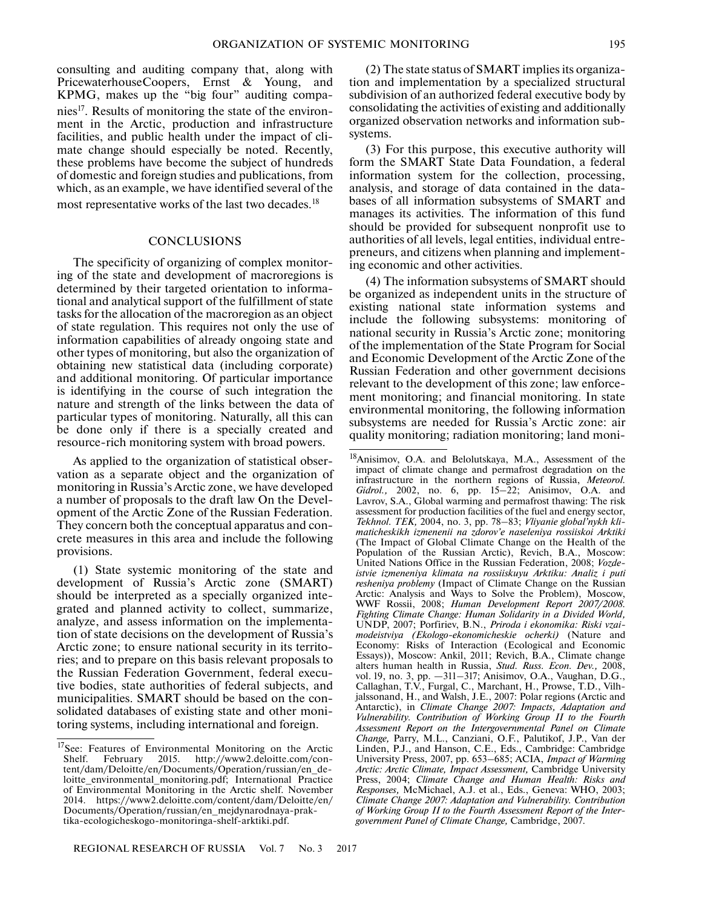consulting and auditing company that, along with PricewaterhouseCoopers, Ernst & Young, and KPMG, makes up the "big four" auditing companies[17]. Results of monitoring the state of the environment in the Arctic, production and infrastructure facilities, and public health under the impact of climate change should especially be noted. Recently, these problems have become the subject of hundreds of domestic and foreign studies and publications, from which, as an example, we have identified several of the most representative works of the last two decades.[18]

## CONCLUSIONS

The specificity of organizing of complex monitoring of the state and development of macroregions is determined by their targeted orientation to informational and analytical support of the fulfillment of state tasks for the allocation of the macroregion as an object of state regulation. This requires not only the use of information capabilities of already ongoing state and other types of monitoring, but also the organization of obtaining new statistical data (including corporate) and additional monitoring. Of particular importance is identifying in the course of such integration the nature and strength of the links between the data of particular types of monitoring. Naturally, all this can be done only if there is a specially created and resource-rich monitoring system with broad powers.

As applied to the organization of statistical observation as a separate object and the organization of monitoring in Russia's Arctic zone, we have developed a number of proposals to the draft law On the Development of the Arctic Zone of the Russian Federation. They concern both the conceptual apparatus and concrete measures in this area and include the following provisions.

(1) State systemic monitoring of the state and development of Russia's Arctic zone (SMART) should be interpreted as a specially organized integrated and planned activity to collect, summarize, analyze, and assess information on the implementation of state decisions on the development of Russia's Arctic zone; to ensure national security in its territories; and to prepare on this basis relevant proposals to the Russian Federation Government, federal executive bodies, state authorities of federal subjects, and municipalities. SMART should be based on the consolidated databases of existing state and other monitoring systems, including international and foreign.

(2) The state status of SMART implies its organization and implementation by a specialized structural subdivision of an authorized federal executive body by consolidating the activities of existing and additionally organized observation networks and information subsystems.

(3) For this purpose, this executive authority will form the SMART State Data Foundation, a federal information system for the collection, processing, analysis, and storage of data contained in the databases of all information subsystems of SMART and manages its activities. The information of this fund should be provided for subsequent nonprofit use to authorities of all levels, legal entities, individual entrepreneurs, and citizens when planning and implementing economic and other activities.

(4) The information subsystems of SMART should be organized as independent units in the structure of existing national state information systems and include the following subsystems: monitoring of national security in Russia's Arctic zone; monitoring of the implementation of the State Program for Social and Economic Development of the Arctic Zone of the Russian Federation and other government decisions relevant to the development of this zone; law enforcement monitoring; and financial monitoring. In state environmental monitoring, the following information subsystems are needed for Russia's Arctic zone: air quality monitoring; radiation monitoring; land moni-

---

[17] See: Features of Environmental Monitoring on the Arctic Shelf. February 2015. http://www2.deloitte.com/content/dam/Deloitte/en/Documents/Operation/russian/en_deloitte_environmental_monitoring.pdf; International Practice of Environmental Monitoring in the Arctic shelf. November 2014. https://www2.deloitte.com/content/dam/Deloitte/en/Documents/Operation/russian/en_mejdynarodnaya-praktika-ecologicheskogo-monitoringa-shelf-arktiki.pdf.

[18] Anisimov, O.A. and Belolutskaya, M.A., Assessment of the impact of climate change and permafrost degradation on the infrastructure in the northern regions of Russia, *Meteorol. Gidrol.,* 2002, no. 6, pp. 15–22; Anisimov, O.A. and Lavrov, S.A., Global warming and permafrost thawing: The risk assessment for production facilities of the fuel and energy sector, *Tekhnol. TEK,* 2004, no. 3, pp. 78–83; *Vliyanie global'nykh klimaticheskikh izmenenii na zdorov'e naseleniya rossiiskoi Arktiki* (The Impact of Global Climate Change on the Health of the Population of the Russian Arctic), Revich, B.A., Moscow: United Nations Office in the Russian Federation, 2008; *Vozdeistvie izmeneniya klimata na rossiiskuyu Arktiku: Analiz i puti resheniya problemy* (Impact of Climate Change on the Russian Arctic: Analysis and Ways to Solve the Problem), Moscow, WWF Rossii, 2008; *Human Development Report 2007/2008. Fighting Climate Change: Human Solidarity in a Divided World,* UNDP, 2007; Porfiriev, B.N., *Priroda i ekonomika: Riski vzaimodeistviya (Ekologo-ekonomicheskie ocherki)* (Nature and Economy: Risks of Interaction (Ecological and Economic Essays)), Moscow: Ankil, 2011; Revich, B.A., Climate change alters human health in Russia, *Stud. Russ. Econ. Dev.,* 2008, vol. 19, no. 3, pp. —311–317; Anisimov, O.A., Vaughan, D.G., Callaghan, T.V., Furgal, C., Marchant, H., Prowse, T.D., Vilhjalssonand, H., and Walsh, J.E., 2007: Polar regions (Arctic and Antarctic), in *Climate Change 2007: Impacts, Adaptation and Vulnerability. Contribution of Working Group II to the Fourth Assessment Report on the Intergovernmental Panel on Climate Change,* Parry, M.L., Canziani, O.F., Palutikof, J.P., Van der Linden, P.J., and Hanson, C.E., Eds., Cambridge: Cambridge University Press, 2007, pp. 653–685; ACIA, *Impact of Warming Arctic: Arctic Climate, Impact Assessment,* Cambridge University Press, 2004; *Climate Change and Human Health: Risks and Responses,* McMichael, A.J. et al., Eds., Geneva: WHO, 2003; *Climate Change 2007: Adaptation and Vulnerability. Contribution of Working Group II to the Fourth Assessment Report of the Intergovernment Panel of Climate Change,* Cambridge, 2007.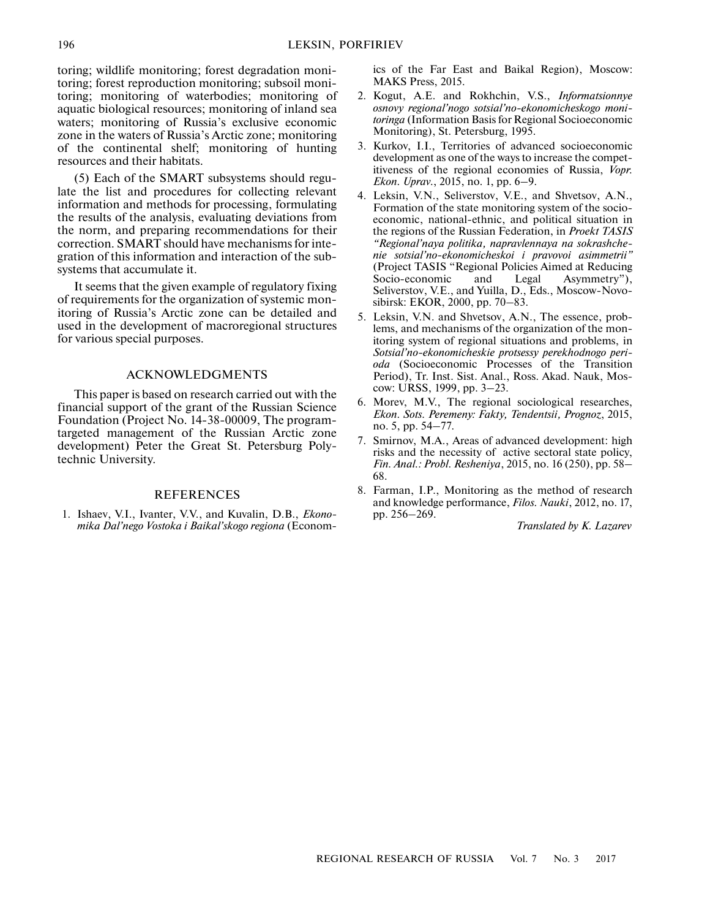toring; wildlife monitoring; forest degradation monitoring; forest reproduction monitoring; subsoil monitoring; monitoring of waterbodies; monitoring of aquatic biological resources; monitoring of inland sea waters; monitoring of Russia's exclusive economic zone in the waters of Russia's Arctic zone; monitoring of the continental shelf; monitoring of hunting resources and their habitats.

(5) Each of the SMART subsystems should regulate the list and procedures for collecting relevant information and methods for processing, formulating the results of the analysis, evaluating deviations from the norm, and preparing recommendations for their correction. SMART should have mechanisms for integration of this information and interaction of the subsystems that accumulate it.

It seems that the given example of regulatory fixing of requirements for the organization of systemic monitoring of Russia's Arctic zone can be detailed and used in the development of macroregional structures for various special purposes.

## ACKNOWLEDGMENTS

This paper is based on research carried out with the financial support of the grant of the Russian Science Foundation (Project No. 14-38-00009, The program-targeted management of the Russian Arctic zone development) Peter the Great St. Petersburg Polytechnic University.

## REFERENCES

1. Ishaev, V.I., Ivanter, V.V., and Kuvalin, D.B., *Ekonomika Dal'nego Vostoka i Baikal'skogo regiona* (Economics of the Far East and Baikal Region), Moscow: MAKS Press, 2015.
2. Kogut, A.E. and Rokhchin, V.S., *Informatsionnye osnovy regional'nogo sotsial'no-ekonomicheskogo monitoringa* (Information Basis for Regional Socioeconomic Monitoring), St. Petersburg, 1995.
3. Kurkov, I.I., Territories of advanced socioeconomic development as one of the ways to increase the competitiveness of the regional economies of Russia, *Vopr. Ekon. Uprav.*, 2015, no. 1, pp. 6–9.
4. Leksin, V.N., Seliverstov, V.E., and Shvetsov, A.N., Formation of the state monitoring system of the socioeconomic, national-ethnic, and political situation in the regions of the Russian Federation, in *Proekt TASIS "Regional'naya politika, napravlennaya na sokrashchenie sotsial'no-ekonomicheskoi i pravovoi asimmetrii"* (Project TASIS "Regional Policies Aimed at Reducing Socio-economic and Legal Asymmetry"), Seliverstov, V.E., and Yuilla, D., Eds., Moscow-Novosibirsk: EKOR, 2000, pp. 70–83.
5. Leksin, V.N. and Shvetsov, A.N., The essence, problems, and mechanisms of the organization of the monitoring system of regional situations and problems, in *Sotsial'no-ekonomicheskie protsessy perekhodnogo perioda* (Socioeconomic Processes of the Transition Period), Tr. Inst. Sist. Anal., Ross. Akad. Nauk, Moscow: URSS, 1999, pp. 3–23.
6. Morev, M.V., The regional sociological researches, *Ekon. Sots. Peremeny: Fakty, Tendentsii, Prognoz*, 2015, no. 5, pp. 54–77.
7. Smirnov, M.A., Areas of advanced development: high risks and the necessity of active sectoral state policy, *Fin. Anal.: Probl. Resheniya*, 2015, no. 16 (250), pp. 58–68.
8. Farman, I.P., Monitoring as the method of research and knowledge performance, *Filos. Nauki*, 2012, no. 17, pp. 256–269.

*Translated by K. Lazarev*